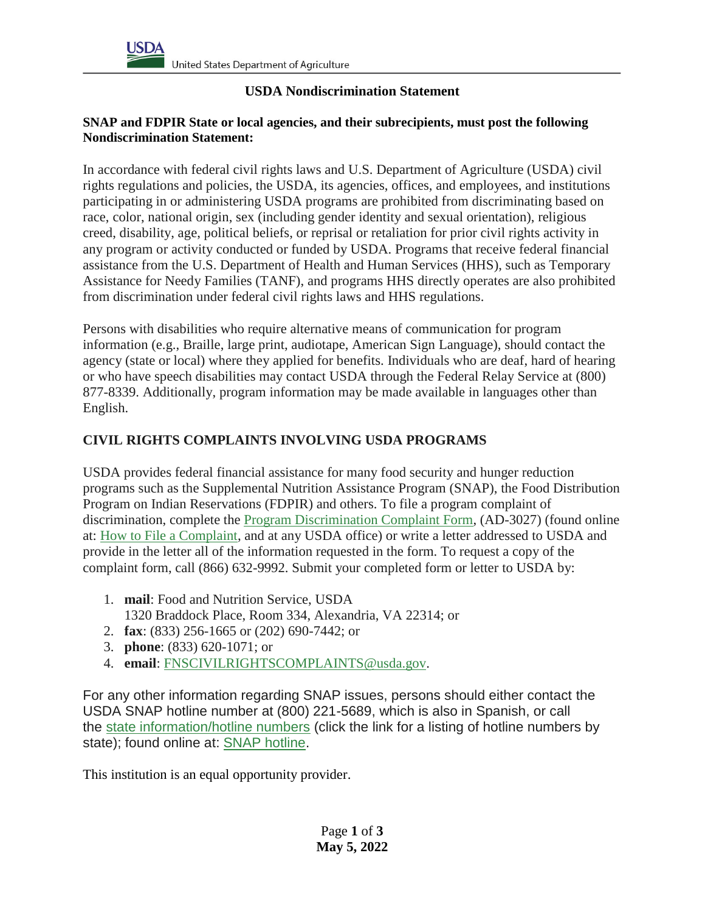# USDA Nondiscrimination Statement

**SNAP and FDPIR State or local agencies, and their subrecipients, must post the following Nondiscrimination Statement:**

In accordance with federal civil rights laws and U.S. Department of Agriculture (USDA) civil rights regulations and policies, the USDA, its agencies, offices, and employees, and institutions participating in or administering USDA programs are prohibited from discriminating based on race, color, national origin, sex (including gender identity and sexual orientation), religious creed, disability, age, political beliefs, or reprisal or retaliation for prior civil rights activity in any program or activity conducted or funded by USDA. Programs that receive federal financial assistance from the U.S. Department of Health and Human Services (HHS), such as Temporary Assistance for Needy Families (TANF), and programs HHS directly operates are also prohibited from discrimination under federal civil rights laws and HHS regulations.

Persons with disabilities who require alternative means of communication for program information (e.g., Braille, large print, audiotape, American Sign Language), should contact the agency (state or local) where they applied for benefits. Individuals who are deaf, hard of hearing or who have speech disabilities may contact USDA through the Federal Relay Service at (800) 877-8339. Additionally, program information may be made available in languages other than English.

## CIVIL RIGHTS COMPLAINTS INVOLVING USDA PROGRAMS

USDA provides federal financial assistance for many food security and hunger reduction programs such as the Supplemental Nutrition Assistance Program (SNAP), the Food Distribution Program on Indian Reservations (FDPIR) and others. To file a program complaint of discrimination, complete the Program Discrimination Complaint Form, (AD-3027) (found online at: How to File a Complaint, and at any USDA office) or write a letter addressed to USDA and provide in the letter all of the information requested in the form. To request a copy of the complaint form, call (866) 632-9992. Submit your completed form or letter to USDA by:

1. **mail**: Food and Nutrition Service, USDA
   1320 Braddock Place, Room 334, Alexandria, VA 22314; or
2. **fax**: (833) 256-1665 or (202) 690-7442; or
3. **phone**: (833) 620-1071; or
4. **email**: FNSCIVILRIGHTSCOMPLAINTS@usda.gov.

For any other information regarding SNAP issues, persons should either contact the USDA SNAP hotline number at (800) 221-5689, which is also in Spanish, or call the state information/hotline numbers (click the link for a listing of hotline numbers by state); found online at: SNAP hotline.

This institution is an equal opportunity provider.

**May 5, 2022**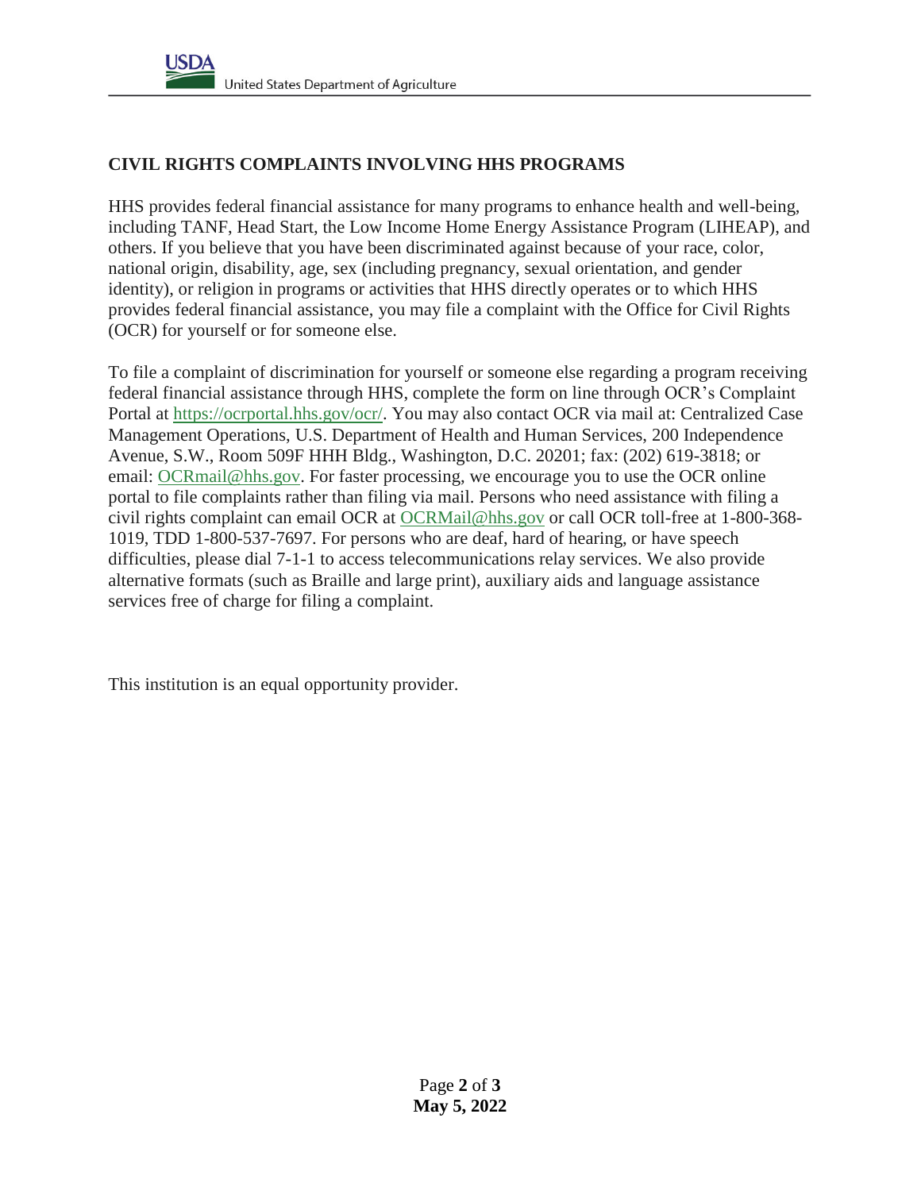## CIVIL RIGHTS COMPLAINTS INVOLVING HHS PROGRAMS

HHS provides federal financial assistance for many programs to enhance health and well-being, including TANF, Head Start, the Low Income Home Energy Assistance Program (LIHEAP), and others. If you believe that you have been discriminated against because of your race, color, national origin, disability, age, sex (including pregnancy, sexual orientation, and gender identity), or religion in programs or activities that HHS directly operates or to which HHS provides federal financial assistance, you may file a complaint with the Office for Civil Rights (OCR) for yourself or for someone else.

To file a complaint of discrimination for yourself or someone else regarding a program receiving federal financial assistance through HHS, complete the form on line through OCR's Complaint Portal at https://ocrportal.hhs.gov/ocr/. You may also contact OCR via mail at: Centralized Case Management Operations, U.S. Department of Health and Human Services, 200 Independence Avenue, S.W., Room 509F HHH Bldg., Washington, D.C. 20201; fax: (202) 619-3818; or email: OCRmail@hhs.gov. For faster processing, we encourage you to use the OCR online portal to file complaints rather than filing via mail. Persons who need assistance with filing a civil rights complaint can email OCR at OCRMail@hhs.gov or call OCR toll-free at 1-800-368-1019, TDD 1-800-537-7697. For persons who are deaf, hard of hearing, or have speech difficulties, please dial 7-1-1 to access telecommunications relay services. We also provide alternative formats (such as Braille and large print), auxiliary aids and language assistance services free of charge for filing a complaint.

This institution is an equal opportunity provider.

**May 5, 2022**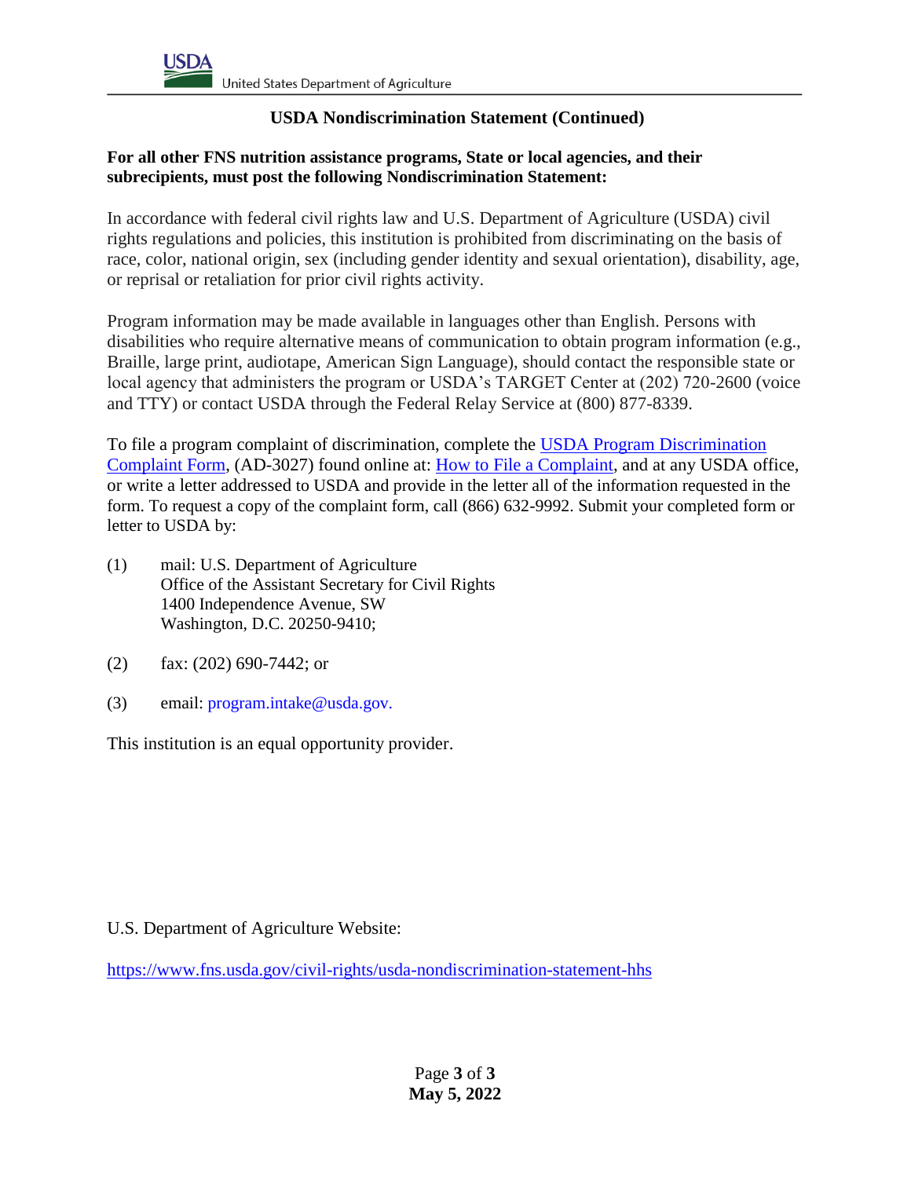## USDA Nondiscrimination Statement (Continued)

**For all other FNS nutrition assistance programs, State or local agencies, and their subrecipients, must post the following Nondiscrimination Statement:**

In accordance with federal civil rights law and U.S. Department of Agriculture (USDA) civil rights regulations and policies, this institution is prohibited from discriminating on the basis of race, color, national origin, sex (including gender identity and sexual orientation), disability, age, or reprisal or retaliation for prior civil rights activity.

Program information may be made available in languages other than English. Persons with disabilities who require alternative means of communication to obtain program information (e.g., Braille, large print, audiotape, American Sign Language), should contact the responsible state or local agency that administers the program or USDA's TARGET Center at (202) 720-2600 (voice and TTY) or contact USDA through the Federal Relay Service at (800) 877-8339.

To file a program complaint of discrimination, complete the USDA Program Discrimination Complaint Form, (AD-3027) found online at: How to File a Complaint, and at any USDA office, or write a letter addressed to USDA and provide in the letter all of the information requested in the form. To request a copy of the complaint form, call (866) 632-9992. Submit your completed form or letter to USDA by:

(1) mail: U.S. Department of Agriculture
Office of the Assistant Secretary for Civil Rights
1400 Independence Avenue, SW
Washington, D.C. 20250-9410;

(2) fax: (202) 690-7442; or

(3) email: program.intake@usda.gov.

This institution is an equal opportunity provider.

U.S. Department of Agriculture Website:

https://www.fns.usda.gov/civil-rights/usda-nondiscrimination-statement-hhs

**May 5, 2022**